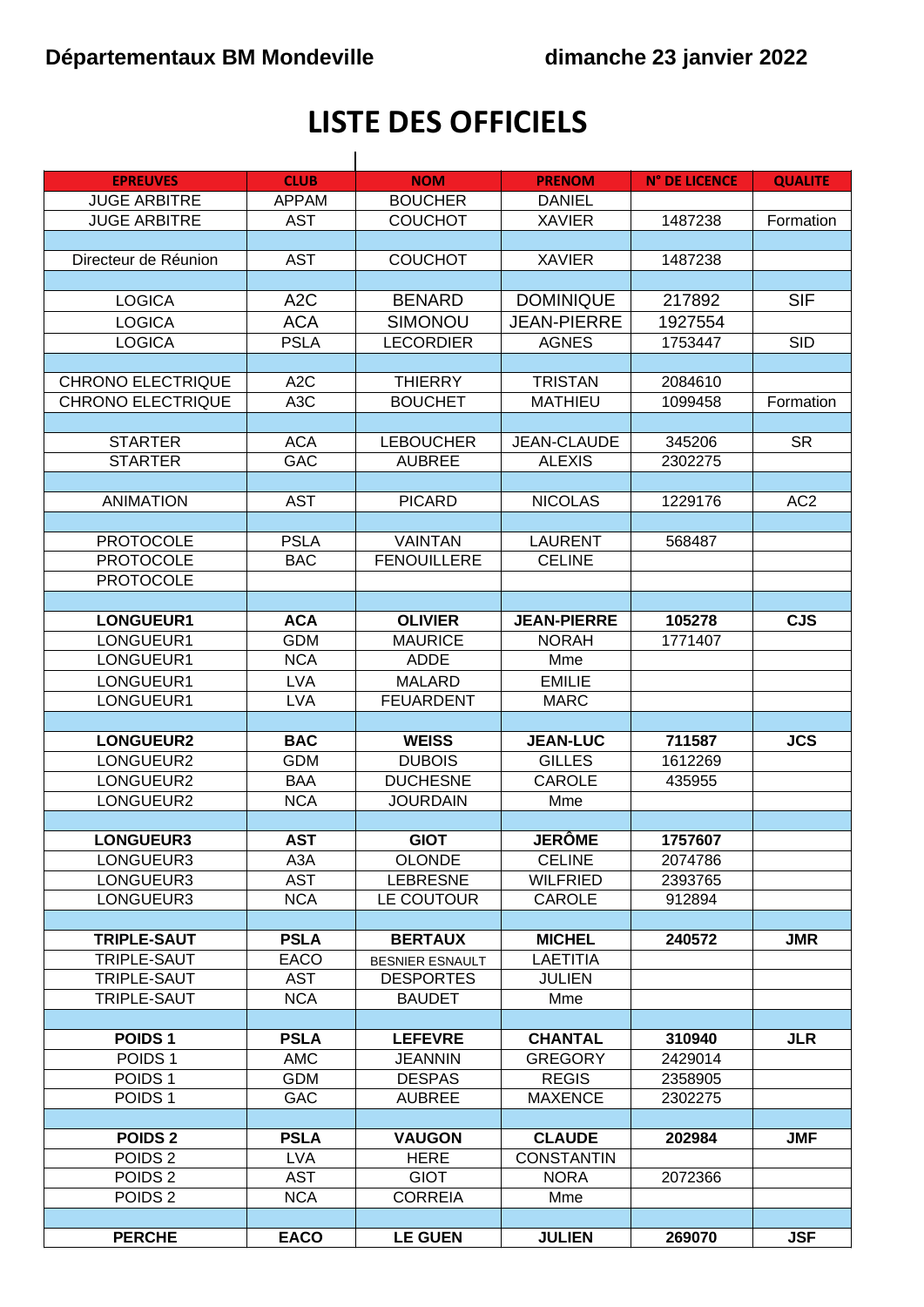**Départementaux BM Mondeville** **dimanche 23 janvier 2022**

# LISTE DES OFFICIELS

| EPREUVES | CLUB | NOM | PRENOM | N° DE LICENCE | QUALITE |
|---|---|---|---|---|---|
| JUGE ARBITRE | APPAM | BOUCHER | DANIEL | | |
| JUGE ARBITRE | AST | COUCHOT | XAVIER | 1487238 | Formation |
| | | | | | |
| Directeur de Réunion | AST | COUCHOT | XAVIER | 1487238 | |
| | | | | | |
| LOGICA | A2C | BENARD | DOMINIQUE | 217892 | SIF |
| LOGICA | ACA | SIMONOU | JEAN-PIERRE | 1927554 | |
| LOGICA | PSLA | LECORDIER | AGNES | 1753447 | SID |
| | | | | | |
| CHRONO ELECTRIQUE | A2C | THIERRY | TRISTAN | 2084610 | |
| CHRONO ELECTRIQUE | A3C | BOUCHET | MATHIEU | 1099458 | Formation |
| | | | | | |
| STARTER | ACA | LEBOUCHER | JEAN-CLAUDE | 345206 | SR |
| STARTER | GAC | AUBREE | ALEXIS | 2302275 | |
| | | | | | |
| ANIMATION | AST | PICARD | NICOLAS | 1229176 | AC2 |
| | | | | | |
| PROTOCOLE | PSLA | VAINTAN | LAURENT | 568487 | |
| PROTOCOLE | BAC | FENOUILLERE | CELINE | | |
| PROTOCOLE | | | | | |
| | | | | | |
| **LONGUEUR1** | **ACA** | **OLIVIER** | **JEAN-PIERRE** | **105278** | **CJS** |
| LONGUEUR1 | GDM | MAURICE | NORAH | 1771407 | |
| LONGUEUR1 | NCA | ADDE | Mme | | |
| LONGUEUR1 | LVA | MALARD | EMILIE | | |
| LONGUEUR1 | LVA | FEUARDENT | MARC | | |
| | | | | | |
| **LONGUEUR2** | **BAC** | **WEISS** | **JEAN-LUC** | **711587** | **JCS** |
| LONGUEUR2 | GDM | DUBOIS | GILLES | 1612269 | |
| LONGUEUR2 | BAA | DUCHESNE | CAROLE | 435955 | |
| LONGUEUR2 | NCA | JOURDAIN | Mme | | |
| | | | | | |
| **LONGUEUR3** | **AST** | **GIOT** | **JERÔME** | **1757607** | |
| LONGUEUR3 | A3A | OLONDE | CELINE | 2074786 | |
| LONGUEUR3 | AST | LEBRESNE | WILFRIED | 2393765 | |
| LONGUEUR3 | NCA | LE COUTOUR | CAROLE | 912894 | |
| | | | | | |
| **TRIPLE-SAUT** | **PSLA** | **BERTAUX** | **MICHEL** | **240572** | **JMR** |
| TRIPLE-SAUT | EACO | BESNIER ESNAULT | LAETITIA | | |
| TRIPLE-SAUT | AST | DESPORTES | JULIEN | | |
| TRIPLE-SAUT | NCA | BAUDET | Mme | | |
| | | | | | |
| **POIDS 1** | **PSLA** | **LEFEVRE** | **CHANTAL** | **310940** | **JLR** |
| POIDS 1 | AMC | JEANNIN | GREGORY | 2429014 | |
| POIDS 1 | GDM | DESPAS | REGIS | 2358905 | |
| POIDS 1 | GAC | AUBREE | MAXENCE | 2302275 | |
| | | | | | |
| **POIDS 2** | **PSLA** | **VAUGON** | **CLAUDE** | **202984** | **JMF** |
| POIDS 2 | LVA | HERE | CONSTANTIN | | |
| POIDS 2 | AST | GIOT | NORA | 2072366 | |
| POIDS 2 | NCA | CORREIA | Mme | | |
| | | | | | |
| **PERCHE** | **EACO** | **LE GUEN** | **JULIEN** | **269070** | **JSF** |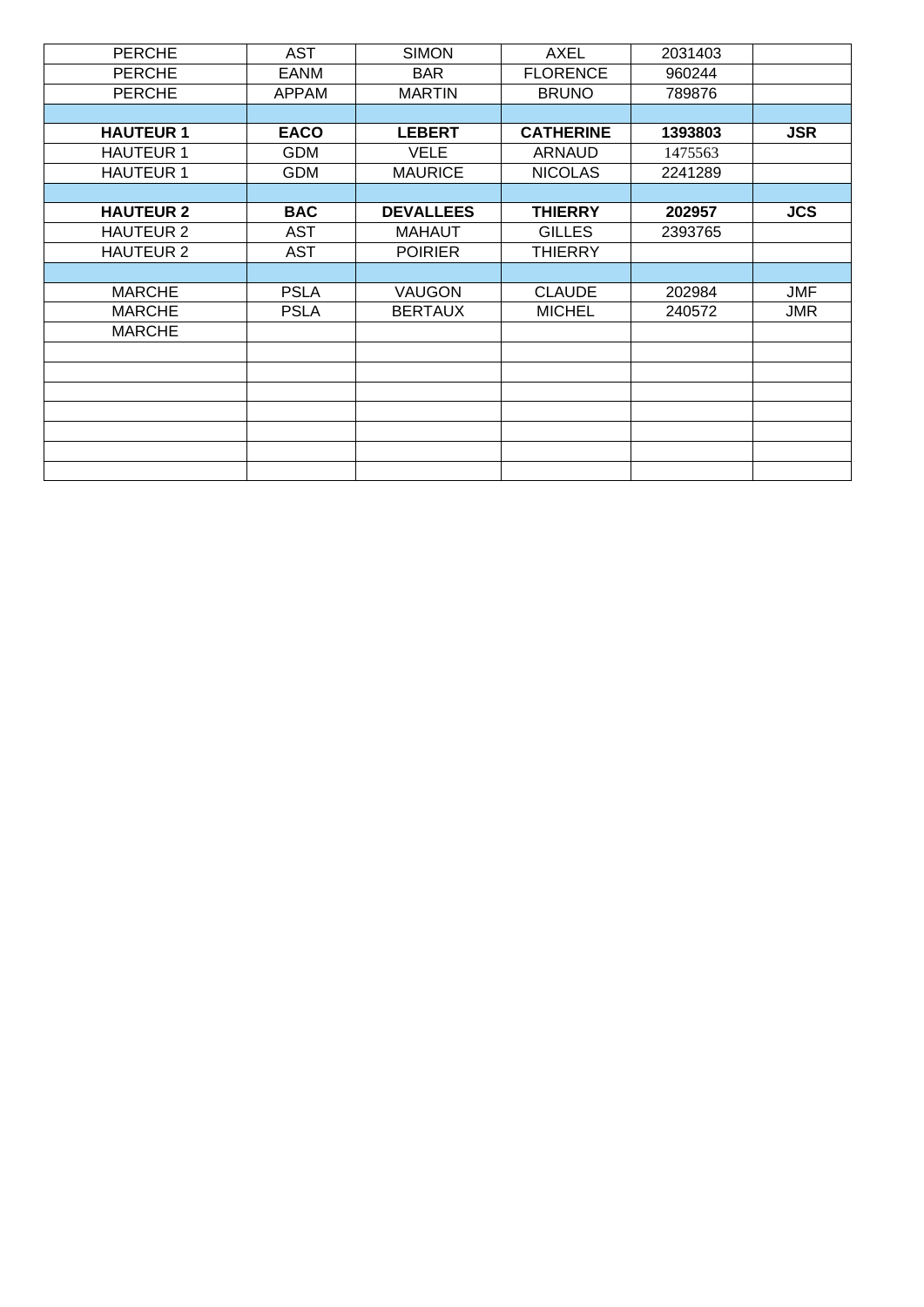| | | | | | |
|---|---|---|---|---|---|
| PERCHE | AST | SIMON | AXEL | 2031403 | |
| PERCHE | EANM | BAR | FLORENCE | 960244 | |
| PERCHE | APPAM | MARTIN | BRUNO | 789876 | |
| | | | | | |
| **HAUTEUR 1** | **EACO** | **LEBERT** | **CATHERINE** | **1393803** | **JSR** |
| HAUTEUR 1 | GDM | VELE | ARNAUD | 1475563 | |
| HAUTEUR 1 | GDM | MAURICE | NICOLAS | 2241289 | |
| | | | | | |
| **HAUTEUR 2** | **BAC** | **DEVALLEES** | **THIERRY** | **202957** | **JCS** |
| HAUTEUR 2 | AST | MAHAUT | GILLES | 2393765 | |
| HAUTEUR 2 | AST | POIRIER | THIERRY | | |
| | | | | | |
| MARCHE | PSLA | VAUGON | CLAUDE | 202984 | JMF |
| MARCHE | PSLA | BERTAUX | MICHEL | 240572 | JMR |
| MARCHE | | | | | |
| | | | | | |
| | | | | | |
| | | | | | |
| | | | | | |
| | | | | | |
| | | | | | |
| | | | | | |